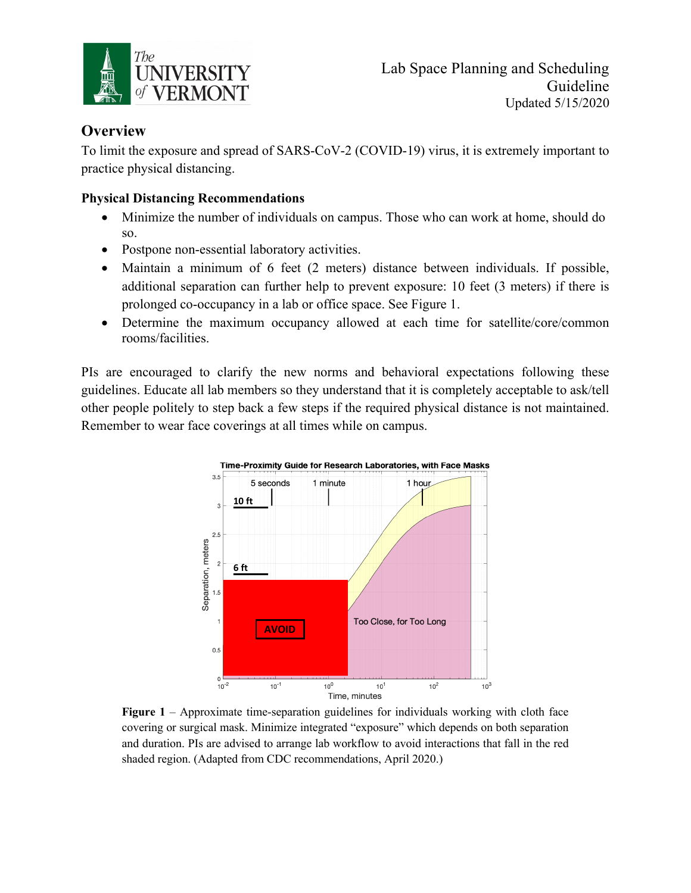Lab Space Planning and Scheduling Guideline
Updated 5/15/2020

## Overview

To limit the exposure and spread of SARS-CoV-2 (COVID-19) virus, it is extremely important to practice physical distancing.

### Physical Distancing Recommendations

- Minimize the number of individuals on campus. Those who can work at home, should do so.
- Postpone non-essential laboratory activities.
- Maintain a minimum of 6 feet (2 meters) distance between individuals. If possible, additional separation can further help to prevent exposure: 10 feet (3 meters) if there is prolonged co-occupancy in a lab or office space. See Figure 1.
- Determine the maximum occupancy allowed at each time for satellite/core/common rooms/facilities.

PIs are encouraged to clarify the new norms and behavioral expectations following these guidelines. Educate all lab members so they understand that it is completely acceptable to ask/tell other people politely to step back a few steps if the required physical distance is not maintained. Remember to wear face coverings at all times while on campus.

**Figure 1** – Approximate time-separation guidelines for individuals working with cloth face covering or surgical mask. Minimize integrated "exposure" which depends on both separation and duration. PIs are advised to arrange lab workflow to avoid interactions that fall in the red shaded region. (Adapted from CDC recommendations, April 2020.)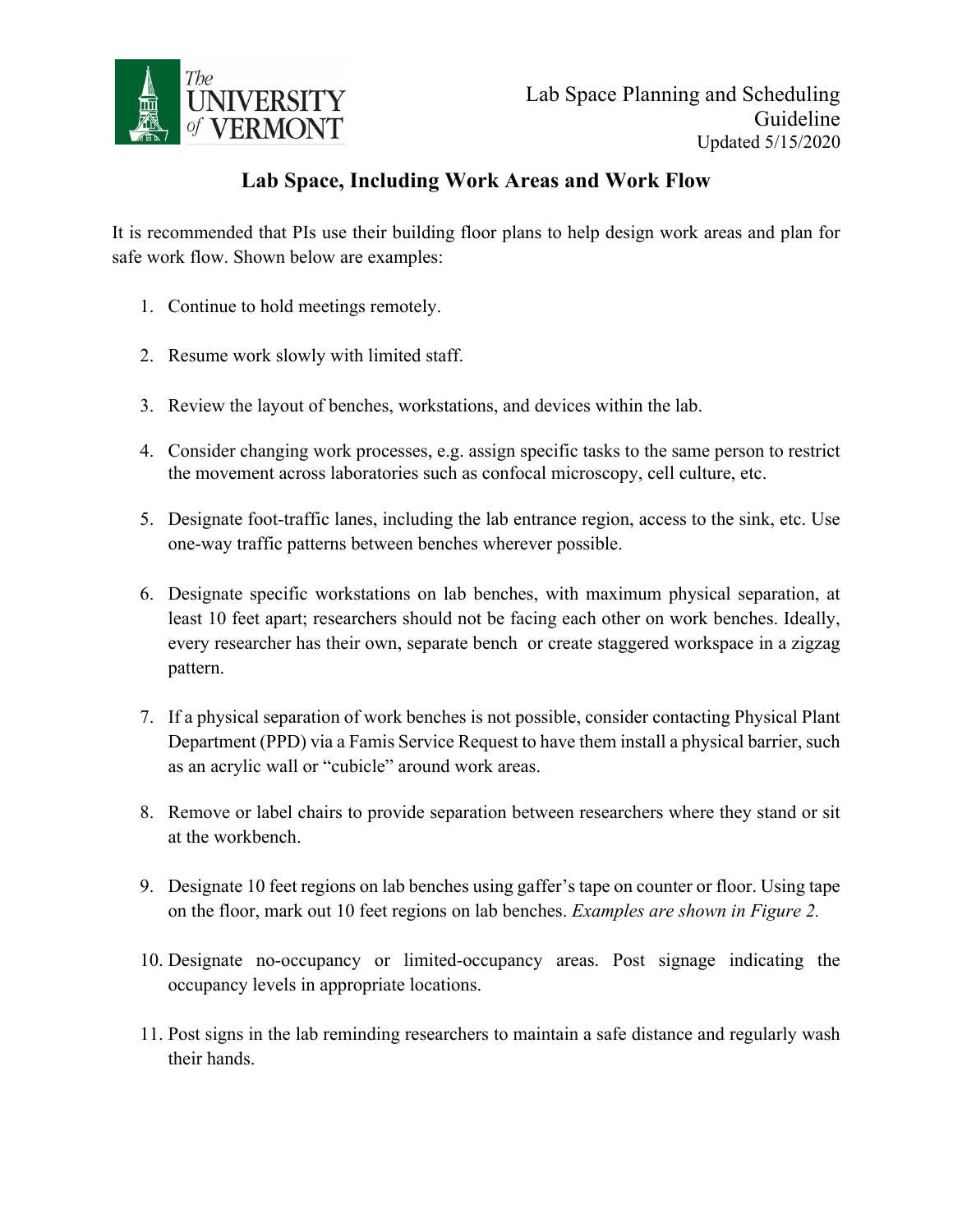## Lab Space, Including Work Areas and Work Flow

It is recommended that PIs use their building floor plans to help design work areas and plan for safe work flow. Shown below are examples:

1. Continue to hold meetings remotely.
2. Resume work slowly with limited staff.
3. Review the layout of benches, workstations, and devices within the lab.
4. Consider changing work processes, e.g. assign specific tasks to the same person to restrict the movement across laboratories such as confocal microscopy, cell culture, etc.
5. Designate foot-traffic lanes, including the lab entrance region, access to the sink, etc. Use one-way traffic patterns between benches wherever possible.
6. Designate specific workstations on lab benches, with maximum physical separation, at least 10 feet apart; researchers should not be facing each other on work benches. Ideally, every researcher has their own, separate bench or create staggered workspace in a zigzag pattern.
7. If a physical separation of work benches is not possible, consider contacting Physical Plant Department (PPD) via a Famis Service Request to have them install a physical barrier, such as an acrylic wall or "cubicle" around work areas.
8. Remove or label chairs to provide separation between researchers where they stand or sit at the workbench.
9. Designate 10 feet regions on lab benches using gaffer's tape on counter or floor. Using tape on the floor, mark out 10 feet regions on lab benches. *Examples are shown in Figure 2.*
10. Designate no-occupancy or limited-occupancy areas. Post signage indicating the occupancy levels in appropriate locations.
11. Post signs in the lab reminding researchers to maintain a safe distance and regularly wash their hands.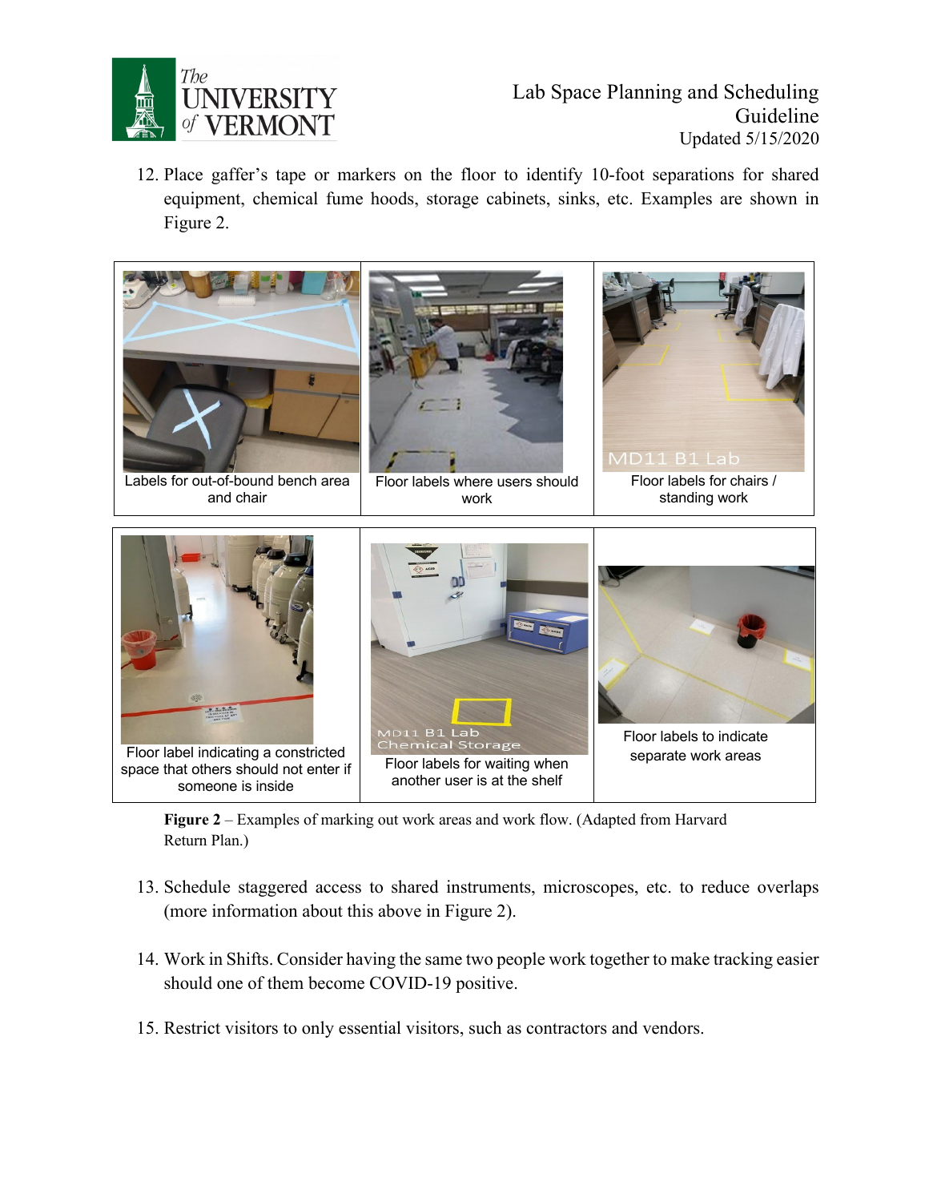12. Place gaffer's tape or markers on the floor to identify 10-foot separations for shared equipment, chemical fume hoods, storage cabinets, sinks, etc. Examples are shown in Figure 2.

| Labels for out-of-bound bench area and chair | Floor labels where users should work | Floor labels for chairs / standing work |
|---|---|---|
| Floor label indicating a constricted space that others should not enter if someone is inside | Floor labels for waiting when another user is at the shelf | Floor labels to indicate separate work areas |

**Figure 2** – Examples of marking out work areas and work flow. (Adapted from Harvard Return Plan.)

13. Schedule staggered access to shared instruments, microscopes, etc. to reduce overlaps (more information about this above in Figure 2).

14. Work in Shifts. Consider having the same two people work together to make tracking easier should one of them become COVID-19 positive.

15. Restrict visitors to only essential visitors, such as contractors and vendors.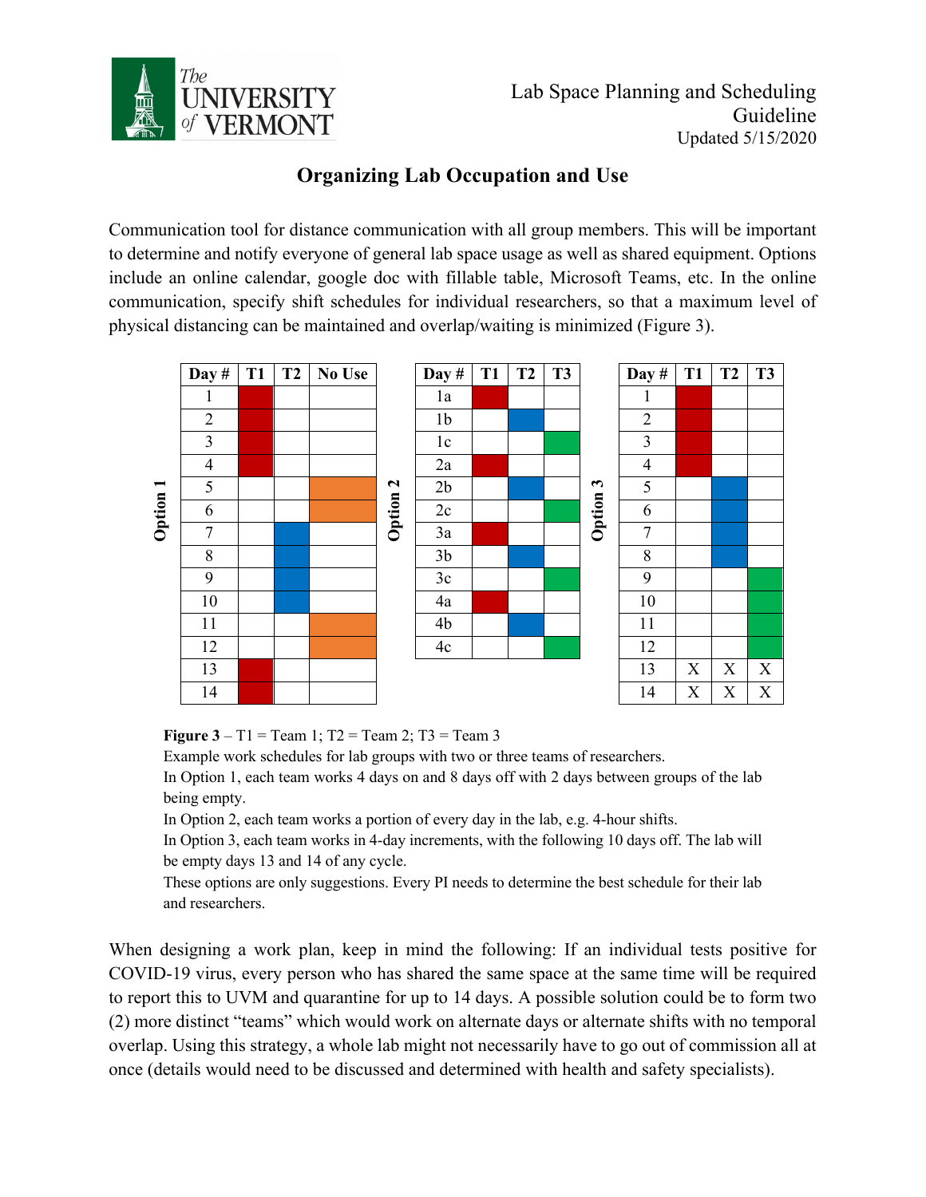## Organizing Lab Occupation and Use

Communication tool for distance communication with all group members. This will be important to determine and notify everyone of general lab space usage as well as shared equipment. Options include an online calendar, google doc with fillable table, Microsoft Teams, etc. In the online communication, specify shift schedules for individual researchers, so that a maximum level of physical distancing can be maintained and overlap/waiting is minimized (Figure 3).

**Option 1**

| Day # | T1 | T2 | No Use |
|---|---|---|---|
| 1 | ■ | | |
| 2 | ■ | | |
| 3 | ■ | | |
| 4 | ■ | | |
| 5 | | | ■ |
| 6 | | | ■ |
| 7 | | ■ | |
| 8 | | ■ | |
| 9 | | ■ | |
| 10 | | ■ | |
| 11 | | | ■ |
| 12 | | | ■ |
| 13 | ■ | | |
| 14 | ■ | | |

**Option 2**

| Day # | T1 | T2 | T3 |
|---|---|---|---|
| 1a | ■ | | |
| 1b | | ■ | |
| 1c | | | ■ |
| 2a | ■ | | |
| 2b | | ■ | |
| 2c | | | ■ |
| 3a | ■ | | |
| 3b | | ■ | |
| 3c | | | ■ |
| 4a | ■ | | |
| 4b | | ■ | |
| 4c | | | ■ |

**Option 3**

| Day # | T1 | T2 | T3 |
|---|---|---|---|
| 1 | ■ | | |
| 2 | ■ | | |
| 3 | ■ | | |
| 4 | ■ | | |
| 5 | | ■ | |
| 6 | | ■ | |
| 7 | | ■ | |
| 8 | | ■ | |
| 9 | | | ■ |
| 10 | | | ■ |
| 11 | | | ■ |
| 12 | | | ■ |
| 13 | X | X | X |
| 14 | X | X | X |

**Figure 3** – T1 = Team 1; T2 = Team 2; T3 = Team 3
Example work schedules for lab groups with two or three teams of researchers.
In Option 1, each team works 4 days on and 8 days off with 2 days between groups of the lab being empty.
In Option 2, each team works a portion of every day in the lab, e.g. 4-hour shifts.
In Option 3, each team works in 4-day increments, with the following 10 days off. The lab will be empty days 13 and 14 of any cycle.
These options are only suggestions. Every PI needs to determine the best schedule for their lab and researchers.

When designing a work plan, keep in mind the following: If an individual tests positive for COVID-19 virus, every person who has shared the same space at the same time will be required to report this to UVM and quarantine for up to 14 days. A possible solution could be to form two (2) more distinct "teams" which would work on alternate days or alternate shifts with no temporal overlap. Using this strategy, a whole lab might not necessarily have to go out of commission all at once (details would need to be discussed and determined with health and safety specialists).